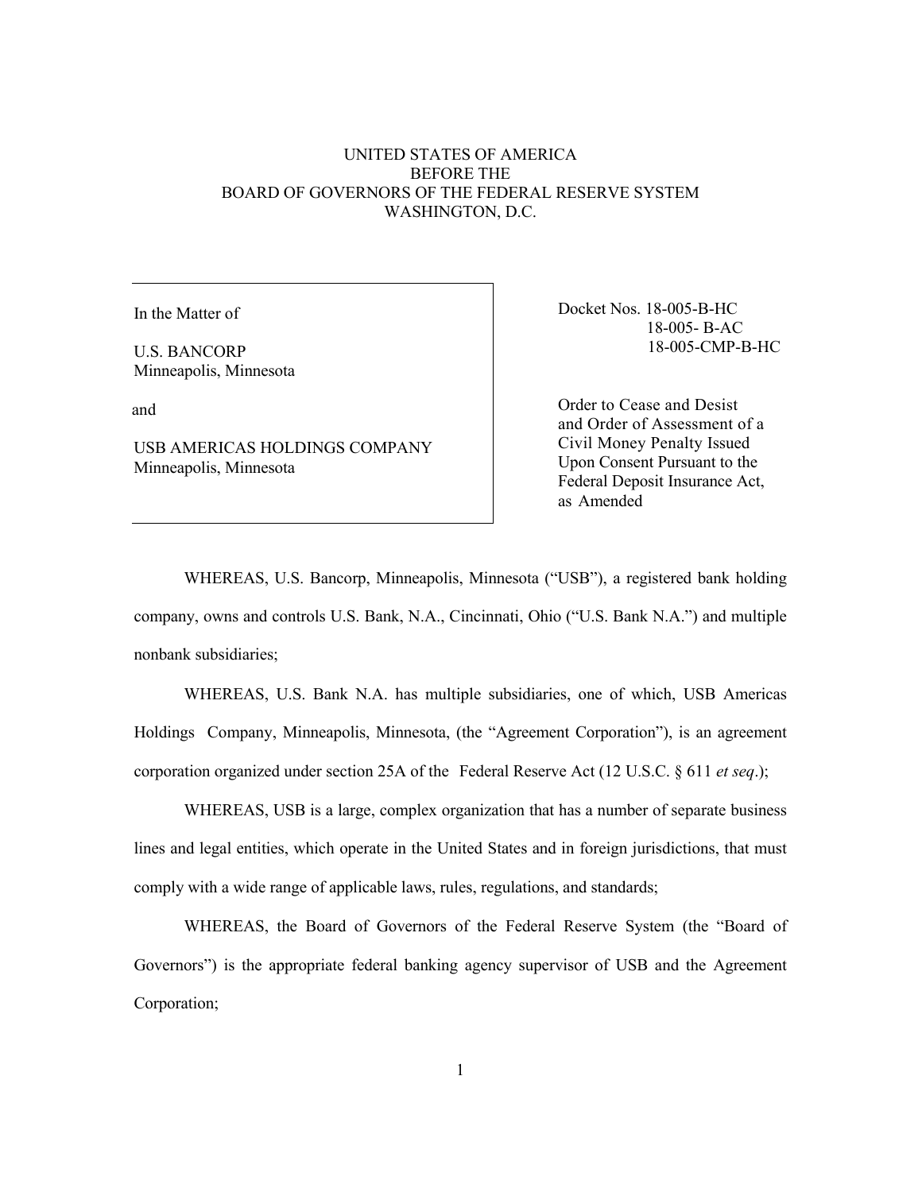UNITED STATES OF AMERICA
BEFORE THE
BOARD OF GOVERNORS OF THE FEDERAL RESERVE SYSTEM
WASHINGTON, D.C.

| In the Matter of<br><br>U.S. BANCORP<br>Minneapolis, Minnesota<br><br>and<br><br>USB AMERICAS HOLDINGS COMPANY<br>Minneapolis, Minnesota | Docket Nos. 18-005-B-HC<br>18-005- B-AC<br>18-005-CMP-B-HC<br><br>Order to Cease and Desist and Order of Assessment of a Civil Money Penalty Issued Upon Consent Pursuant to the Federal Deposit Insurance Act, as Amended |
|---|---|

WHEREAS, U.S. Bancorp, Minneapolis, Minnesota ("USB"), a registered bank holding company, owns and controls U.S. Bank, N.A., Cincinnati, Ohio ("U.S. Bank N.A.") and multiple nonbank subsidiaries;

WHEREAS, U.S. Bank N.A. has multiple subsidiaries, one of which, USB Americas Holdings Company, Minneapolis, Minnesota, (the "Agreement Corporation"), is an agreement corporation organized under section 25A of the Federal Reserve Act (12 U.S.C. § 611 *et seq*.);

WHEREAS, USB is a large, complex organization that has a number of separate business lines and legal entities, which operate in the United States and in foreign jurisdictions, that must comply with a wide range of applicable laws, rules, regulations, and standards;

WHEREAS, the Board of Governors of the Federal Reserve System (the "Board of Governors") is the appropriate federal banking agency supervisor of USB and the Agreement Corporation;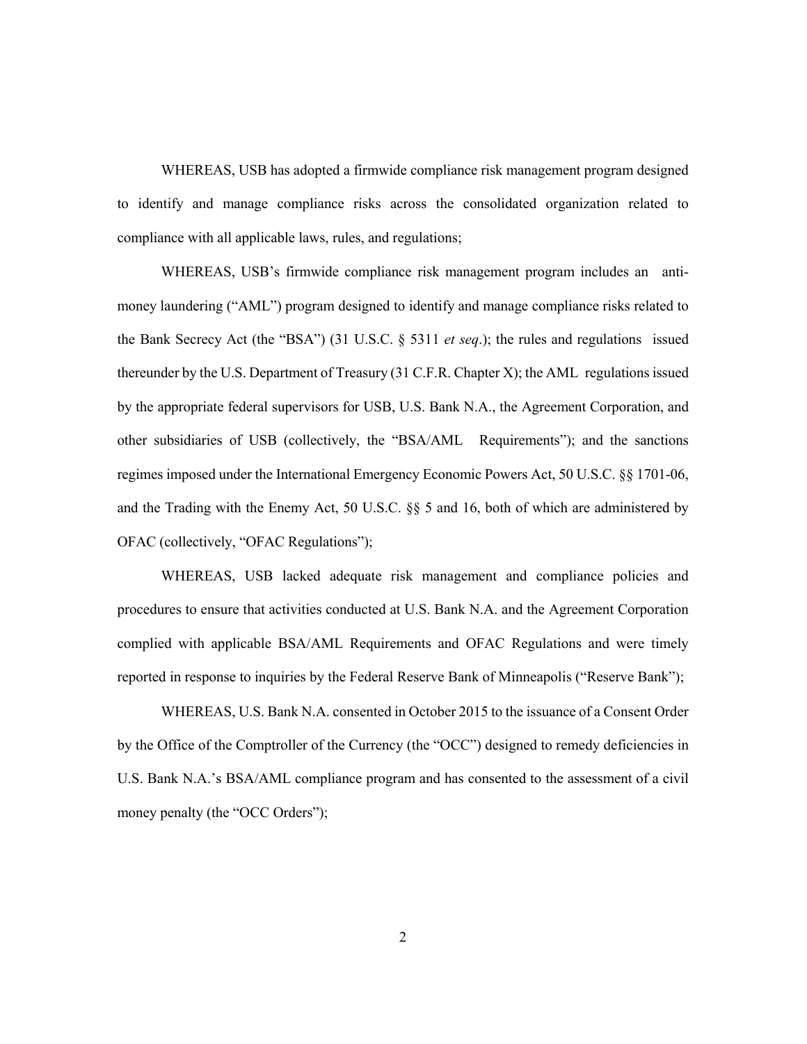WHEREAS, USB has adopted a firmwide compliance risk management program designed to identify and manage compliance risks across the consolidated organization related to compliance with all applicable laws, rules, and regulations;

WHEREAS, USB's firmwide compliance risk management program includes an anti-money laundering ("AML") program designed to identify and manage compliance risks related to the Bank Secrecy Act (the "BSA") (31 U.S.C. § 5311 *et seq*.); the rules and regulations issued thereunder by the U.S. Department of Treasury (31 C.F.R. Chapter X); the AML regulations issued by the appropriate federal supervisors for USB, U.S. Bank N.A., the Agreement Corporation, and other subsidiaries of USB (collectively, the "BSA/AML Requirements"); and the sanctions regimes imposed under the International Emergency Economic Powers Act, 50 U.S.C. §§ 1701-06, and the Trading with the Enemy Act, 50 U.S.C. §§ 5 and 16, both of which are administered by OFAC (collectively, "OFAC Regulations");

WHEREAS, USB lacked adequate risk management and compliance policies and procedures to ensure that activities conducted at U.S. Bank N.A. and the Agreement Corporation complied with applicable BSA/AML Requirements and OFAC Regulations and were timely reported in response to inquiries by the Federal Reserve Bank of Minneapolis ("Reserve Bank");

WHEREAS, U.S. Bank N.A. consented in October 2015 to the issuance of a Consent Order by the Office of the Comptroller of the Currency (the "OCC") designed to remedy deficiencies in U.S. Bank N.A.'s BSA/AML compliance program and has consented to the assessment of a civil money penalty (the "OCC Orders");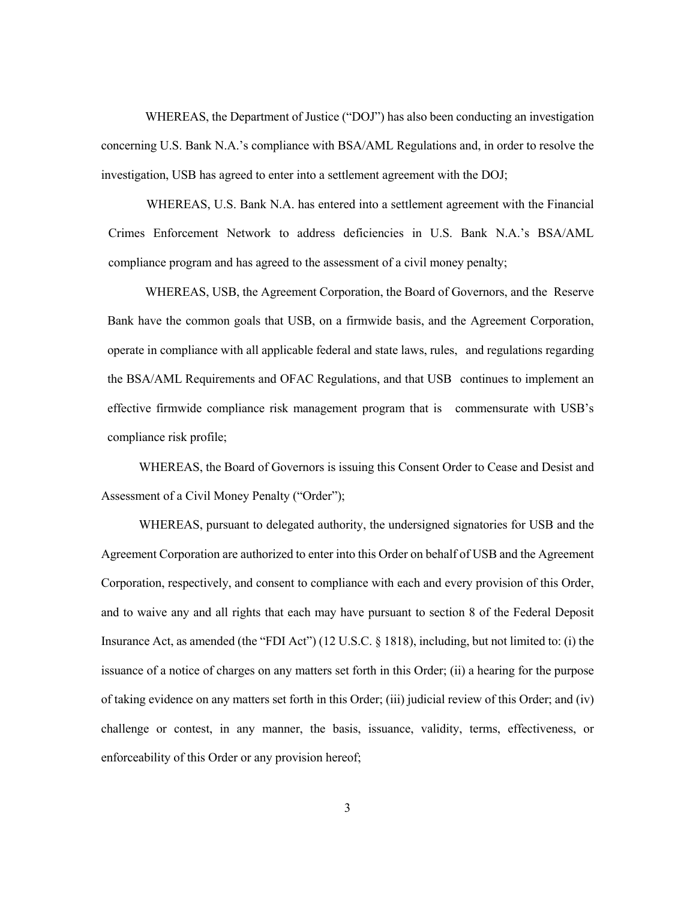WHEREAS, the Department of Justice ("DOJ") has also been conducting an investigation concerning U.S. Bank N.A.'s compliance with BSA/AML Regulations and, in order to resolve the investigation, USB has agreed to enter into a settlement agreement with the DOJ;

WHEREAS, U.S. Bank N.A. has entered into a settlement agreement with the Financial Crimes Enforcement Network to address deficiencies in U.S. Bank N.A.'s BSA/AML compliance program and has agreed to the assessment of a civil money penalty;

WHEREAS, USB, the Agreement Corporation, the Board of Governors, and the Reserve Bank have the common goals that USB, on a firmwide basis, and the Agreement Corporation, operate in compliance with all applicable federal and state laws, rules, and regulations regarding the BSA/AML Requirements and OFAC Regulations, and that USB continues to implement an effective firmwide compliance risk management program that is commensurate with USB's compliance risk profile;

WHEREAS, the Board of Governors is issuing this Consent Order to Cease and Desist and Assessment of a Civil Money Penalty ("Order");

WHEREAS, pursuant to delegated authority, the undersigned signatories for USB and the Agreement Corporation are authorized to enter into this Order on behalf of USB and the Agreement Corporation, respectively, and consent to compliance with each and every provision of this Order, and to waive any and all rights that each may have pursuant to section 8 of the Federal Deposit Insurance Act, as amended (the "FDI Act") (12 U.S.C. § 1818), including, but not limited to: (i) the issuance of a notice of charges on any matters set forth in this Order; (ii) a hearing for the purpose of taking evidence on any matters set forth in this Order; (iii) judicial review of this Order; and (iv) challenge or contest, in any manner, the basis, issuance, validity, terms, effectiveness, or enforceability of this Order or any provision hereof;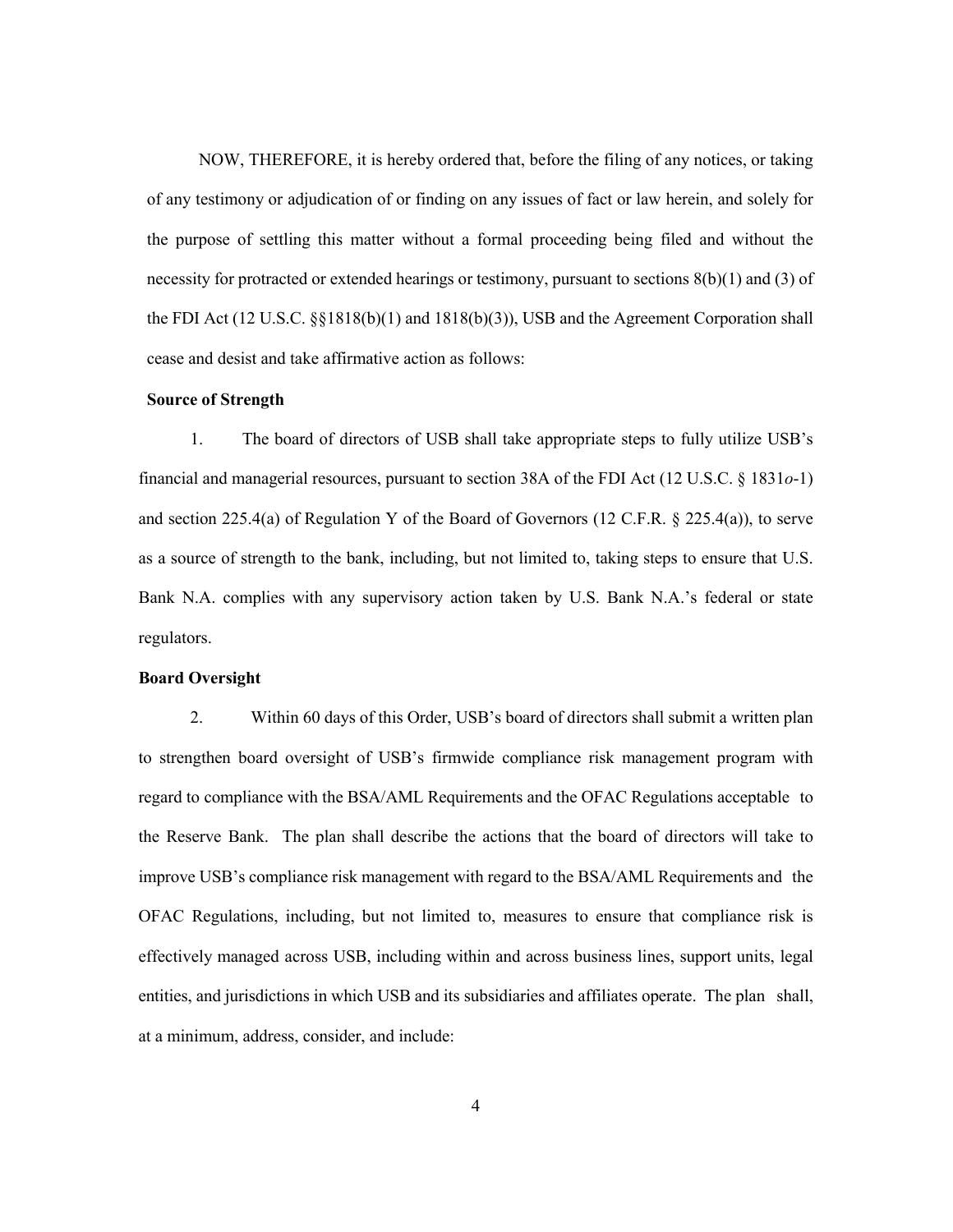NOW, THEREFORE, it is hereby ordered that, before the filing of any notices, or taking of any testimony or adjudication of or finding on any issues of fact or law herein, and solely for the purpose of settling this matter without a formal proceeding being filed and without the necessity for protracted or extended hearings or testimony, pursuant to sections 8(b)(1) and (3) of the FDI Act (12 U.S.C. §§1818(b)(1) and 1818(b)(3)), USB and the Agreement Corporation shall cease and desist and take affirmative action as follows:

**Source of Strength**

1. The board of directors of USB shall take appropriate steps to fully utilize USB's financial and managerial resources, pursuant to section 38A of the FDI Act (12 U.S.C. § 1831*o*-1) and section 225.4(a) of Regulation Y of the Board of Governors (12 C.F.R. § 225.4(a)), to serve as a source of strength to the bank, including, but not limited to, taking steps to ensure that U.S. Bank N.A. complies with any supervisory action taken by U.S. Bank N.A.'s federal or state regulators.

**Board Oversight**

2. Within 60 days of this Order, USB's board of directors shall submit a written plan to strengthen board oversight of USB's firmwide compliance risk management program with regard to compliance with the BSA/AML Requirements and the OFAC Regulations acceptable to the Reserve Bank. The plan shall describe the actions that the board of directors will take to improve USB's compliance risk management with regard to the BSA/AML Requirements and the OFAC Regulations, including, but not limited to, measures to ensure that compliance risk is effectively managed across USB, including within and across business lines, support units, legal entities, and jurisdictions in which USB and its subsidiaries and affiliates operate. The plan shall, at a minimum, address, consider, and include: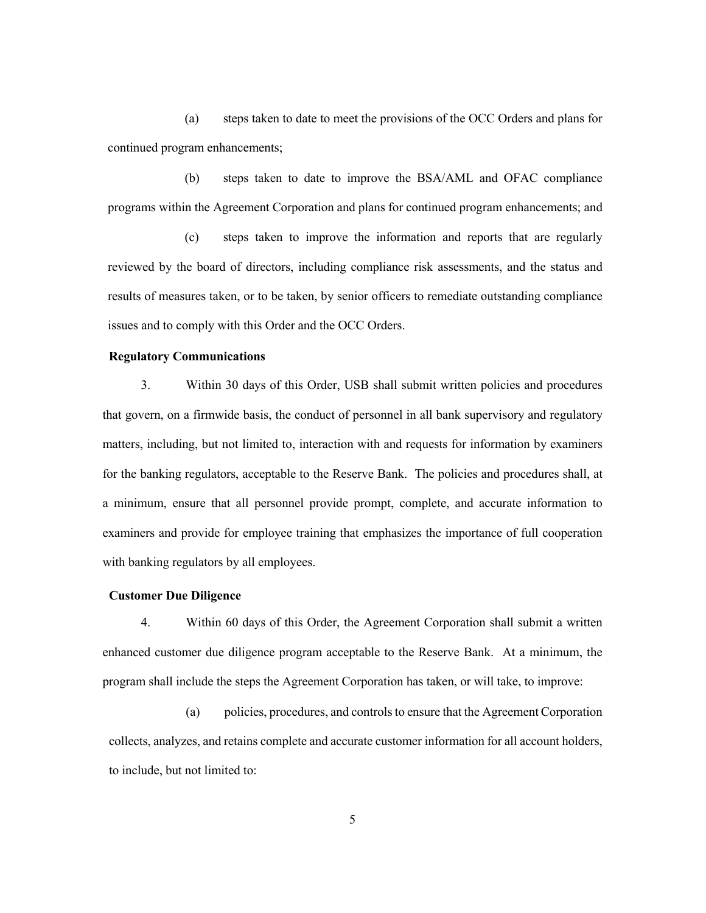(a) steps taken to date to meet the provisions of the OCC Orders and plans for continued program enhancements;

(b) steps taken to date to improve the BSA/AML and OFAC compliance programs within the Agreement Corporation and plans for continued program enhancements; and

(c) steps taken to improve the information and reports that are regularly reviewed by the board of directors, including compliance risk assessments, and the status and results of measures taken, or to be taken, by senior officers to remediate outstanding compliance issues and to comply with this Order and the OCC Orders.

**Regulatory Communications**

3. Within 30 days of this Order, USB shall submit written policies and procedures that govern, on a firmwide basis, the conduct of personnel in all bank supervisory and regulatory matters, including, but not limited to, interaction with and requests for information by examiners for the banking regulators, acceptable to the Reserve Bank. The policies and procedures shall, at a minimum, ensure that all personnel provide prompt, complete, and accurate information to examiners and provide for employee training that emphasizes the importance of full cooperation with banking regulators by all employees.

**Customer Due Diligence**

4. Within 60 days of this Order, the Agreement Corporation shall submit a written enhanced customer due diligence program acceptable to the Reserve Bank. At a minimum, the program shall include the steps the Agreement Corporation has taken, or will take, to improve:

(a) policies, procedures, and controls to ensure that the Agreement Corporation collects, analyzes, and retains complete and accurate customer information for all account holders, to include, but not limited to: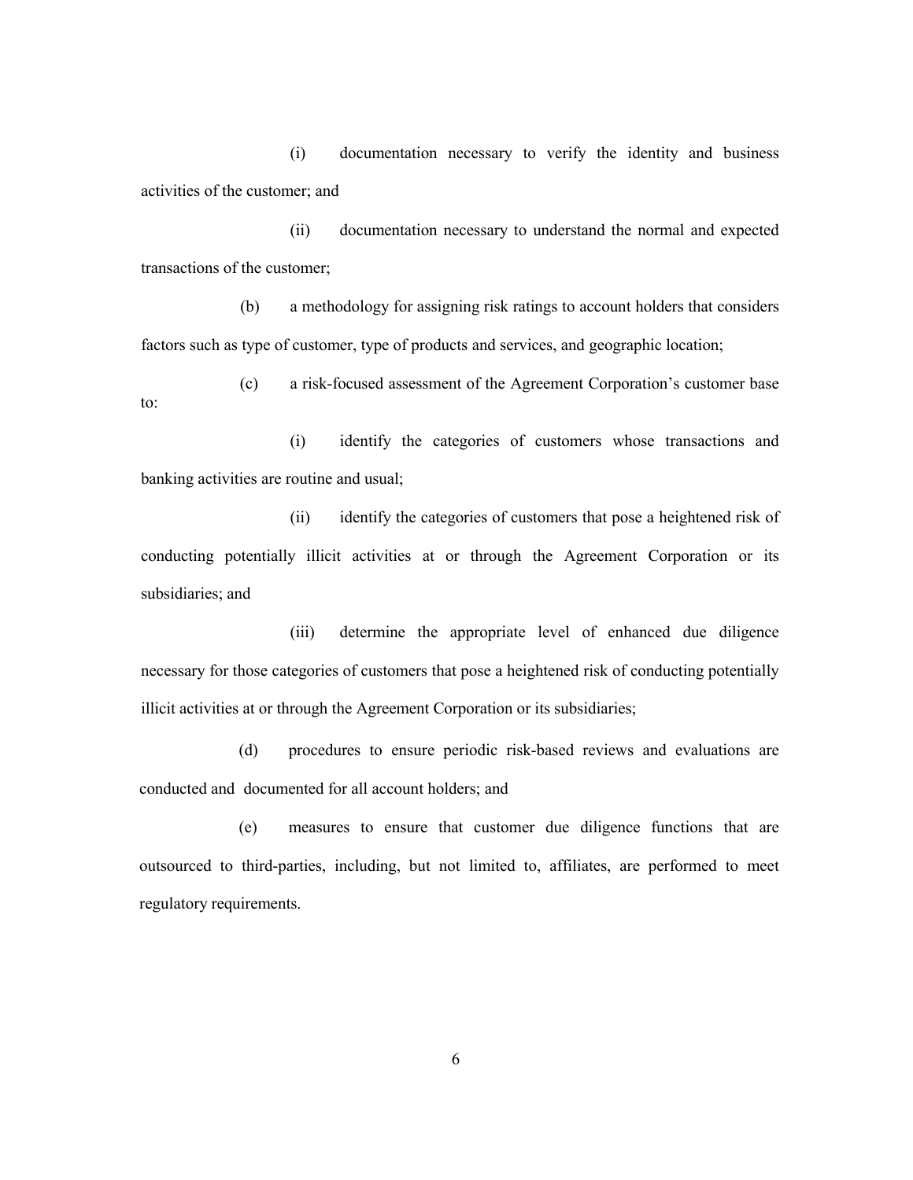(i) documentation necessary to verify the identity and business activities of the customer; and

(ii) documentation necessary to understand the normal and expected transactions of the customer;

(b) a methodology for assigning risk ratings to account holders that considers factors such as type of customer, type of products and services, and geographic location;

(c) a risk-focused assessment of the Agreement Corporation's customer base to:

(i) identify the categories of customers whose transactions and banking activities are routine and usual;

(ii) identify the categories of customers that pose a heightened risk of conducting potentially illicit activities at or through the Agreement Corporation or its subsidiaries; and

(iii) determine the appropriate level of enhanced due diligence necessary for those categories of customers that pose a heightened risk of conducting potentially illicit activities at or through the Agreement Corporation or its subsidiaries;

(d) procedures to ensure periodic risk-based reviews and evaluations are conducted and documented for all account holders; and

(e) measures to ensure that customer due diligence functions that are outsourced to third-parties, including, but not limited to, affiliates, are performed to meet regulatory requirements.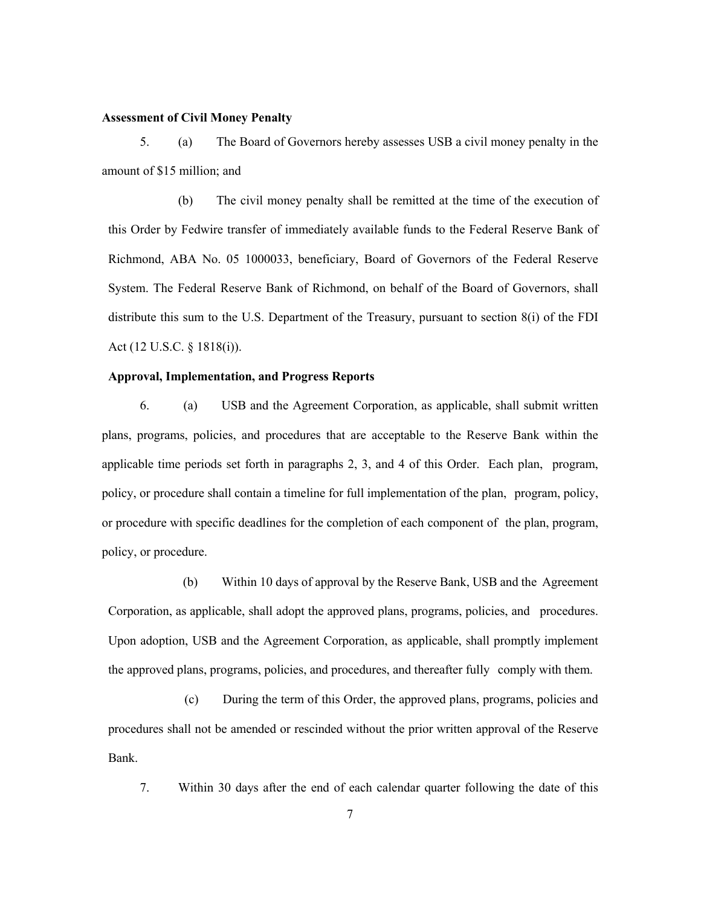**Assessment of Civil Money Penalty**

5. (a) The Board of Governors hereby assesses USB a civil money penalty in the amount of $15 million; and

(b) The civil money penalty shall be remitted at the time of the execution of this Order by Fedwire transfer of immediately available funds to the Federal Reserve Bank of Richmond, ABA No. 05 1000033, beneficiary, Board of Governors of the Federal Reserve System. The Federal Reserve Bank of Richmond, on behalf of the Board of Governors, shall distribute this sum to the U.S. Department of the Treasury, pursuant to section 8(i) of the FDI Act (12 U.S.C. § 1818(i)).

**Approval, Implementation, and Progress Reports**

6. (a) USB and the Agreement Corporation, as applicable, shall submit written plans, programs, policies, and procedures that are acceptable to the Reserve Bank within the applicable time periods set forth in paragraphs 2, 3, and 4 of this Order. Each plan, program, policy, or procedure shall contain a timeline for full implementation of the plan, program, policy, or procedure with specific deadlines for the completion of each component of the plan, program, policy, or procedure.

(b) Within 10 days of approval by the Reserve Bank, USB and the Agreement Corporation, as applicable, shall adopt the approved plans, programs, policies, and procedures. Upon adoption, USB and the Agreement Corporation, as applicable, shall promptly implement the approved plans, programs, policies, and procedures, and thereafter fully comply with them.

(c) During the term of this Order, the approved plans, programs, policies and procedures shall not be amended or rescinded without the prior written approval of the Reserve Bank.

7. Within 30 days after the end of each calendar quarter following the date of this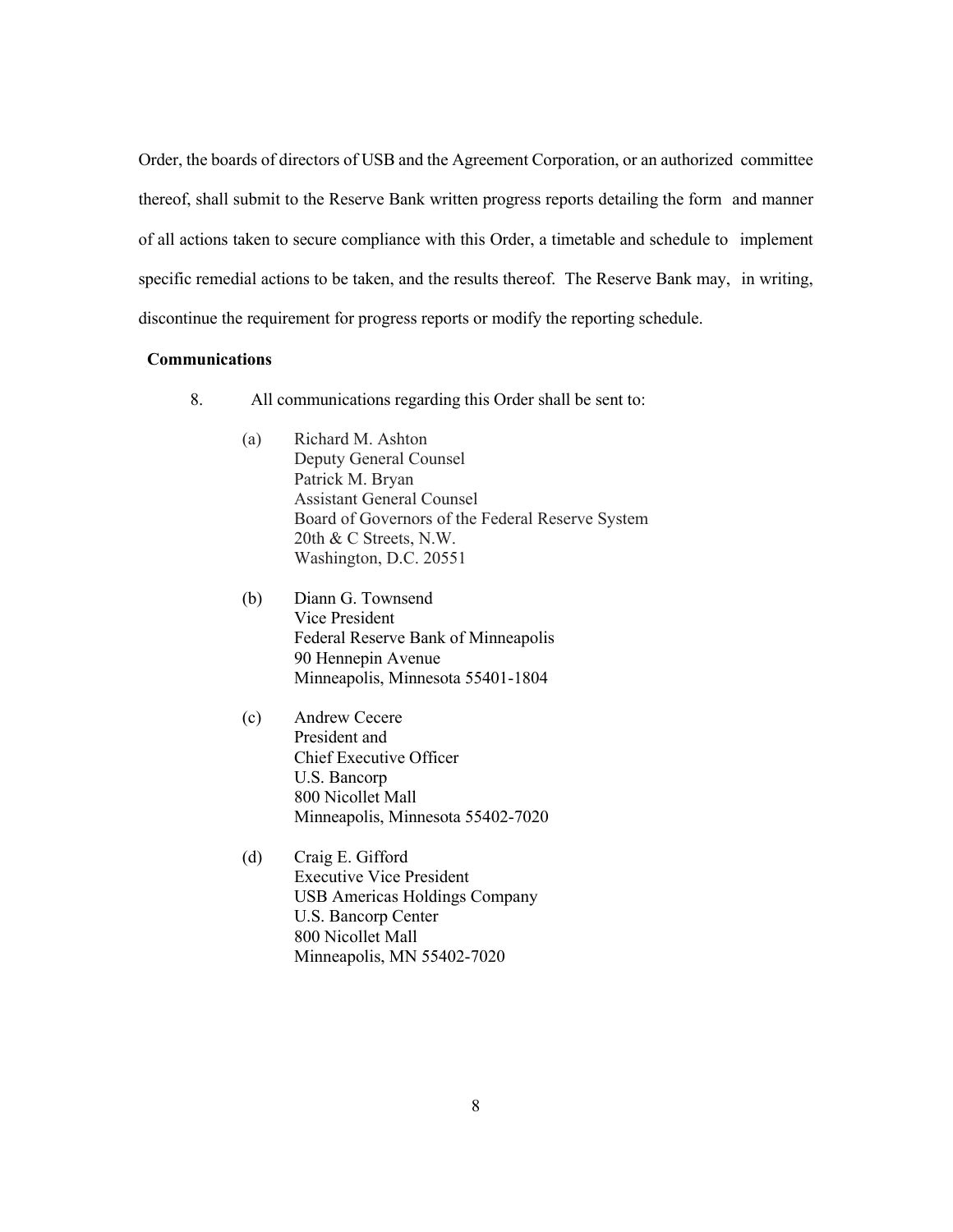Order, the boards of directors of USB and the Agreement Corporation, or an authorized committee thereof, shall submit to the Reserve Bank written progress reports detailing the form and manner of all actions taken to secure compliance with this Order, a timetable and schedule to implement specific remedial actions to be taken, and the results thereof. The Reserve Bank may, in writing, discontinue the requirement for progress reports or modify the reporting schedule.

**Communications**

8. All communications regarding this Order shall be sent to:

   (a) Richard M. Ashton
   Deputy General Counsel
   Patrick M. Bryan
   Assistant General Counsel
   Board of Governors of the Federal Reserve System
   20th & C Streets, N.W.
   Washington, D.C. 20551

   (b) Diann G. Townsend
   Vice President
   Federal Reserve Bank of Minneapolis
   90 Hennepin Avenue
   Minneapolis, Minnesota 55401-1804

   (c) Andrew Cecere
   President and
   Chief Executive Officer
   U.S. Bancorp
   800 Nicollet Mall
   Minneapolis, Minnesota 55402-7020

   (d) Craig E. Gifford
   Executive Vice President
   USB Americas Holdings Company
   U.S. Bancorp Center
   800 Nicollet Mall
   Minneapolis, MN 55402-7020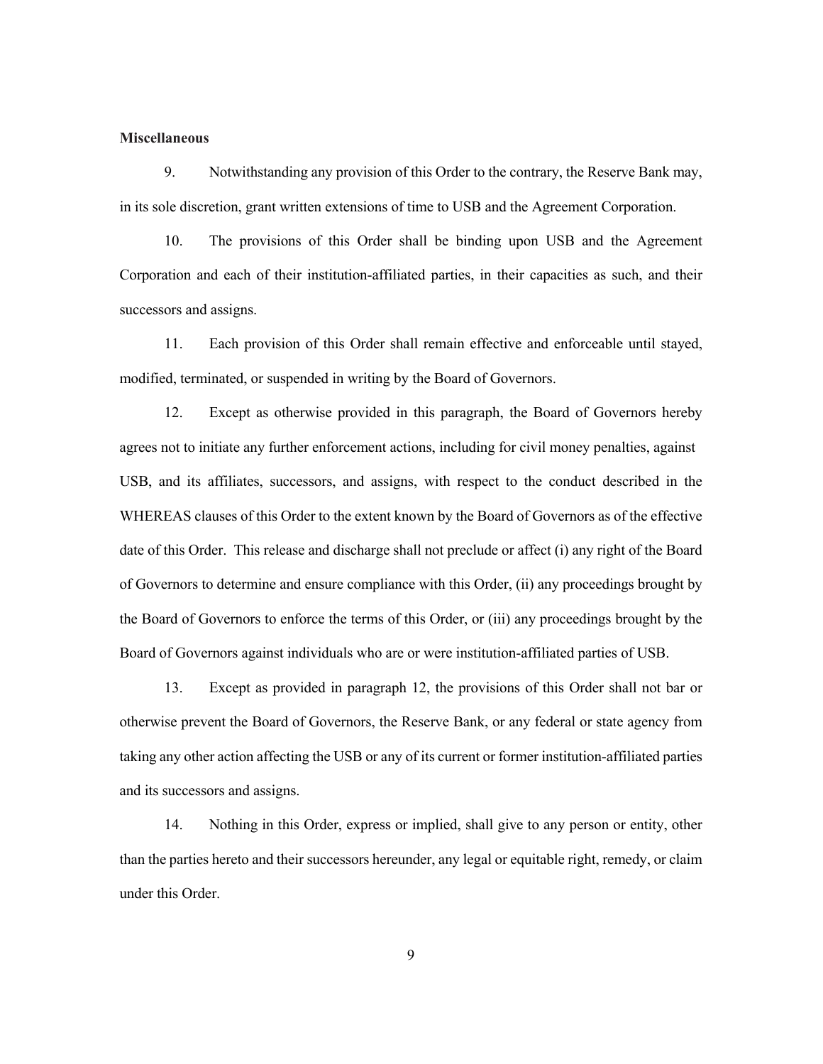**Miscellaneous**

9. Notwithstanding any provision of this Order to the contrary, the Reserve Bank may, in its sole discretion, grant written extensions of time to USB and the Agreement Corporation.

10. The provisions of this Order shall be binding upon USB and the Agreement Corporation and each of their institution-affiliated parties, in their capacities as such, and their successors and assigns.

11. Each provision of this Order shall remain effective and enforceable until stayed, modified, terminated, or suspended in writing by the Board of Governors.

12. Except as otherwise provided in this paragraph, the Board of Governors hereby agrees not to initiate any further enforcement actions, including for civil money penalties, against USB, and its affiliates, successors, and assigns, with respect to the conduct described in the WHEREAS clauses of this Order to the extent known by the Board of Governors as of the effective date of this Order. This release and discharge shall not preclude or affect (i) any right of the Board of Governors to determine and ensure compliance with this Order, (ii) any proceedings brought by the Board of Governors to enforce the terms of this Order, or (iii) any proceedings brought by the Board of Governors against individuals who are or were institution-affiliated parties of USB.

13. Except as provided in paragraph 12, the provisions of this Order shall not bar or otherwise prevent the Board of Governors, the Reserve Bank, or any federal or state agency from taking any other action affecting the USB or any of its current or former institution-affiliated parties and its successors and assigns.

14. Nothing in this Order, express or implied, shall give to any person or entity, other than the parties hereto and their successors hereunder, any legal or equitable right, remedy, or claim under this Order.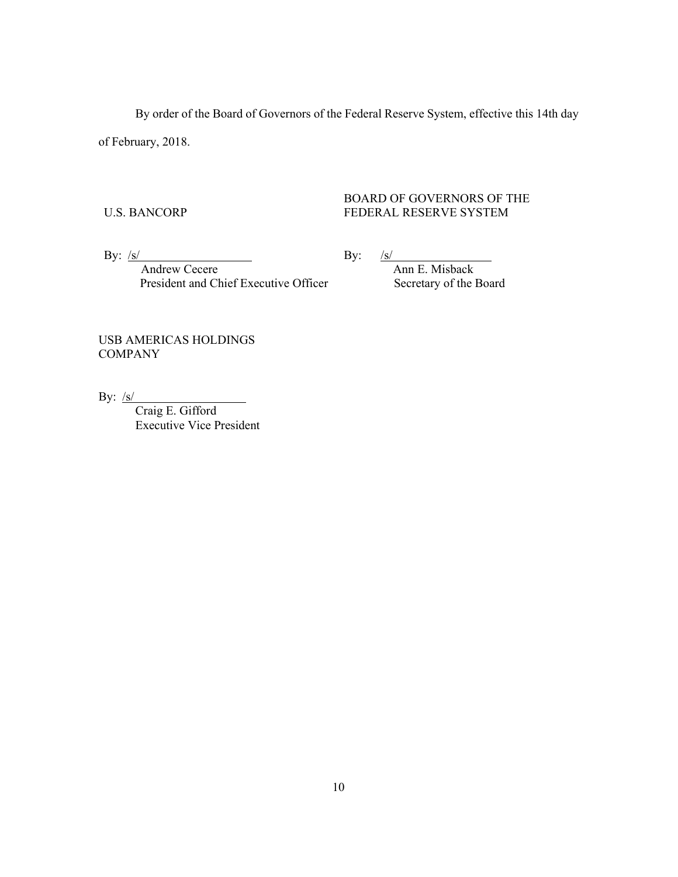By order of the Board of Governors of the Federal Reserve System, effective this 14th day of February, 2018.

U.S. BANCORP

By: /s/
Andrew Cecere
President and Chief Executive Officer

BOARD OF GOVERNORS OF THE FEDERAL RESERVE SYSTEM

By: /s/
Ann E. Misback
Secretary of the Board

USB AMERICAS HOLDINGS COMPANY

By: /s/
Craig E. Gifford
Executive Vice President